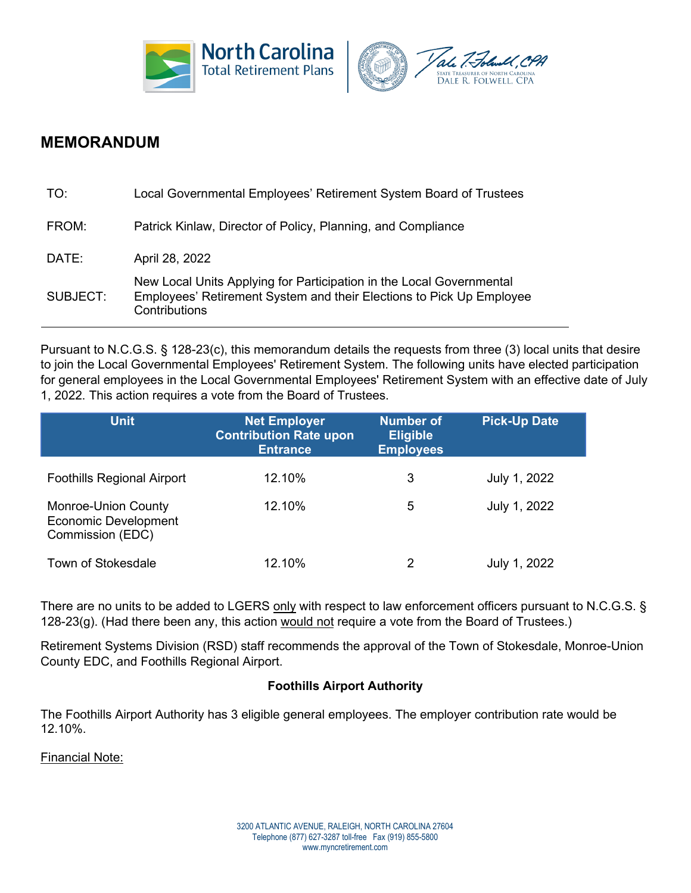# MEMORANDUM

TO: Local Governmental Employees' Retirement System Board of Trustees

FROM: Patrick Kinlaw, Director of Policy, Planning, and Compliance

DATE: April 28, 2022

SUBJECT: New Local Units Applying for Participation in the Local Governmental Employees' Retirement System and their Elections to Pick Up Employee Contributions

---

Pursuant to N.C.G.S. § 128-23(c), this memorandum details the requests from three (3) local units that desire to join the Local Governmental Employees' Retirement System. The following units have elected participation for general employees in the Local Governmental Employees' Retirement System with an effective date of July 1, 2022. This action requires a vote from the Board of Trustees.

| Unit | Net Employer Contribution Rate upon Entrance | Number of Eligible Employees | Pick-Up Date |
|---|---|---|---|
| Foothills Regional Airport | 12.10% | 3 | July 1, 2022 |
| Monroe-Union County Economic Development Commission (EDC) | 12.10% | 5 | July 1, 2022 |
| Town of Stokesdale | 12.10% | 2 | July 1, 2022 |

There are no units to be added to LGERS only with respect to law enforcement officers pursuant to N.C.G.S. § 128-23(g). (Had there been any, this action would not require a vote from the Board of Trustees.)

Retirement Systems Division (RSD) staff recommends the approval of the Town of Stokesdale, Monroe-Union County EDC, and Foothills Regional Airport.

**Foothills Airport Authority**

The Foothills Airport Authority has 3 eligible general employees. The employer contribution rate would be 12.10%.

Financial Note: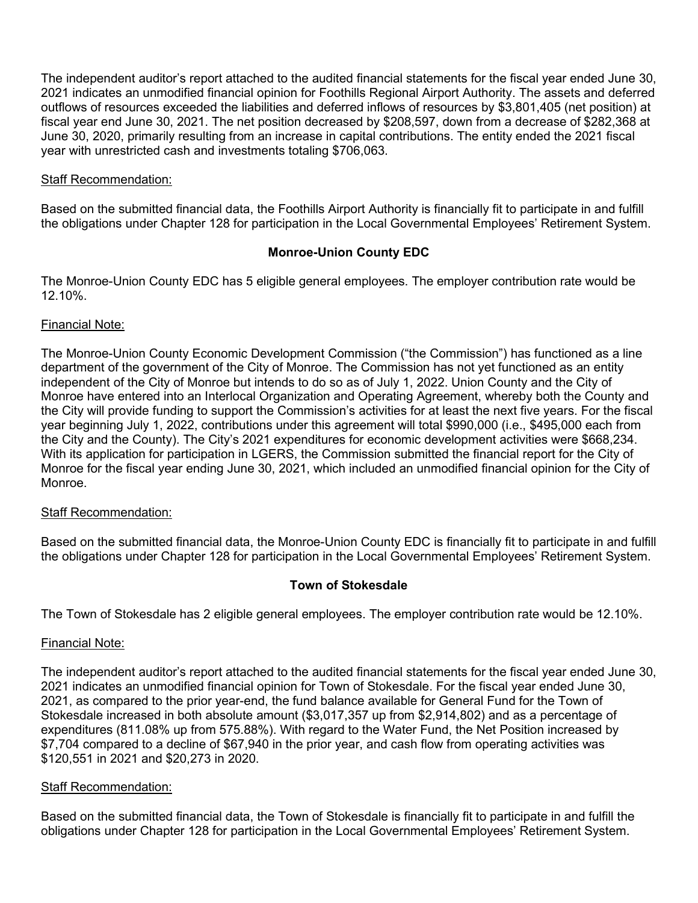The independent auditor's report attached to the audited financial statements for the fiscal year ended June 30, 2021 indicates an unmodified financial opinion for Foothills Regional Airport Authority. The assets and deferred outflows of resources exceeded the liabilities and deferred inflows of resources by $3,801,405 (net position) at fiscal year end June 30, 2021. The net position decreased by $208,597, down from a decrease of $282,368 at June 30, 2020, primarily resulting from an increase in capital contributions. The entity ended the 2021 fiscal year with unrestricted cash and investments totaling $706,063.

Staff Recommendation:

Based on the submitted financial data, the Foothills Airport Authority is financially fit to participate in and fulfill the obligations under Chapter 128 for participation in the Local Governmental Employees' Retirement System.

### Monroe-Union County EDC

The Monroe-Union County EDC has 5 eligible general employees. The employer contribution rate would be 12.10%.

Financial Note:

The Monroe-Union County Economic Development Commission ("the Commission") has functioned as a line department of the government of the City of Monroe. The Commission has not yet functioned as an entity independent of the City of Monroe but intends to do so as of July 1, 2022. Union County and the City of Monroe have entered into an Interlocal Organization and Operating Agreement, whereby both the County and the City will provide funding to support the Commission's activities for at least the next five years. For the fiscal year beginning July 1, 2022, contributions under this agreement will total $990,000 (i.e., $495,000 each from the City and the County). The City's 2021 expenditures for economic development activities were $668,234. With its application for participation in LGERS, the Commission submitted the financial report for the City of Monroe for the fiscal year ending June 30, 2021, which included an unmodified financial opinion for the City of Monroe.

Staff Recommendation:

Based on the submitted financial data, the Monroe-Union County EDC is financially fit to participate in and fulfill the obligations under Chapter 128 for participation in the Local Governmental Employees' Retirement System.

### Town of Stokesdale

The Town of Stokesdale has 2 eligible general employees. The employer contribution rate would be 12.10%.

Financial Note:

The independent auditor's report attached to the audited financial statements for the fiscal year ended June 30, 2021 indicates an unmodified financial opinion for Town of Stokesdale. For the fiscal year ended June 30, 2021, as compared to the prior year-end, the fund balance available for General Fund for the Town of Stokesdale increased in both absolute amount ($3,017,357 up from $2,914,802) and as a percentage of expenditures (811.08% up from 575.88%). With regard to the Water Fund, the Net Position increased by $7,704 compared to a decline of $67,940 in the prior year, and cash flow from operating activities was $120,551 in 2021 and $20,273 in 2020.

Staff Recommendation:

Based on the submitted financial data, the Town of Stokesdale is financially fit to participate in and fulfill the obligations under Chapter 128 for participation in the Local Governmental Employees' Retirement System.